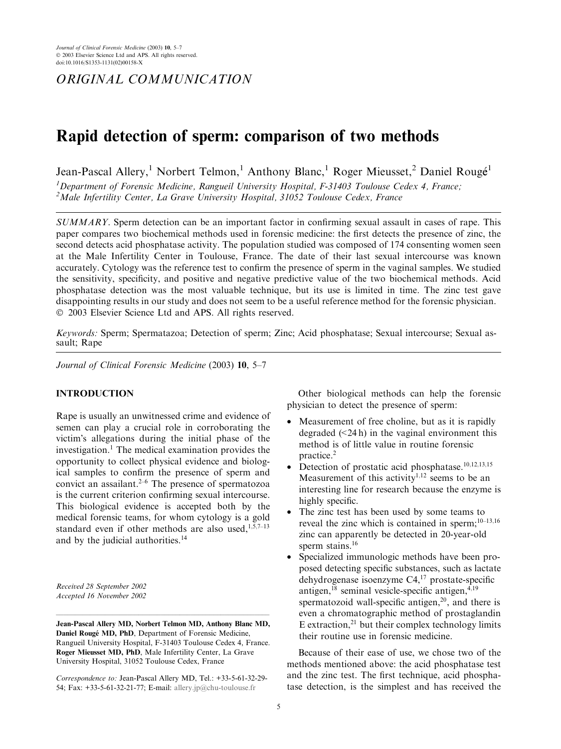ORIGINAL COMMUNICATION

# Rapid detection of sperm: comparison of two methods

Jean-Pascal Allery,[1] Norbert Telmon,[1] Anthony Blanc,[1] Roger Mieusset,[2] Daniel Rougé[1]

[1]*Department of Forensic Medicine, Rangueil University Hospital, F-31403 Toulouse Cedex 4, France;*
[2]*Male Infertility Center, La Grave University Hospital, 31052 Toulouse Cedex, France*

*SUMMARY*. Sperm detection can be an important factor in confirming sexual assault in cases of rape. This paper compares two biochemical methods used in forensic medicine: the first detects the presence of zinc, the second detects acid phosphatase activity. The population studied was composed of 174 consenting women seen at the Male Infertility Center in Toulouse, France. The date of their last sexual intercourse was known accurately. Cytology was the reference test to confirm the presence of sperm in the vaginal samples. We studied the sensitivity, specificity, and positive and negative predictive value of the two biochemical methods. Acid phosphatase detection was the most valuable technique, but its use is limited in time. The zinc test gave disappointing results in our study and does not seem to be a useful reference method for the forensic physician. © 2003 Elsevier Science Ltd and APS. All rights reserved.

*Keywords:* Sperm; Spermatazoa; Detection of sperm; Zinc; Acid phosphatase; Sexual intercourse; Sexual assault; Rape

## INTRODUCTION

Rape is usually an unwitnessed crime and evidence of semen can play a crucial role in corroborating the victim's allegations during the initial phase of the investigation.[1] The medical examination provides the opportunity to collect physical evidence and biological samples to confirm the presence of sperm and convict an assailant.[2–6] The presence of spermatozoa is the current criterion confirming sexual intercourse. This biological evidence is accepted both by the medical forensic teams, for whom cytology is a gold standard even if other methods are also used,[1,5,7–13] and by the judicial authorities.[14]

*Received 28 September 2002*
*Accepted 16 November 2002*

**Jean-Pascal Allery MD, Norbert Telmon MD, Anthony Blanc MD, Daniel Rougé MD, PhD**, Department of Forensic Medicine, Rangueil University Hospital, F-31403 Toulouse Cedex 4, France. **Roger Mieusset MD, PhD**, Male Infertility Center, La Grave University Hospital, 31052 Toulouse Cedex, France

*Correspondence to:* Jean-Pascal Allery MD, Tel.: +33-5-61-32-29-54; Fax: +33-5-61-32-21-77; E-mail: allery.jp@chu-toulouse.fr

Other biological methods can help the forensic physician to detect the presence of sperm:

- Measurement of free choline, but as it is rapidly degraded (<24 h) in the vaginal environment this method is of little value in routine forensic practice.[2]
- Detection of prostatic acid phosphatase.[10,12,13,15] Measurement of this activity[1,12] seems to be an interesting line for research because the enzyme is highly specific.
- The zinc test has been used by some teams to reveal the zinc which is contained in sperm;[10–13,16] zinc can apparently be detected in 20-year-old sperm stains.[16]
- Specialized immunologic methods have been proposed detecting specific substances, such as lactate dehydrogenase isoenzyme C4,[17] prostate-specific antigen,[18] seminal vesicle-specific antigen,[4,19] spermatozoid wall-specific antigen,[20], and there is even a chromatographic method of prostaglandin E extraction,[21] but their complex technology limits their routine use in forensic medicine.

Because of their ease of use, we chose two of the methods mentioned above: the acid phosphatase test and the zinc test. The first technique, acid phosphatase detection, is the simplest and has received the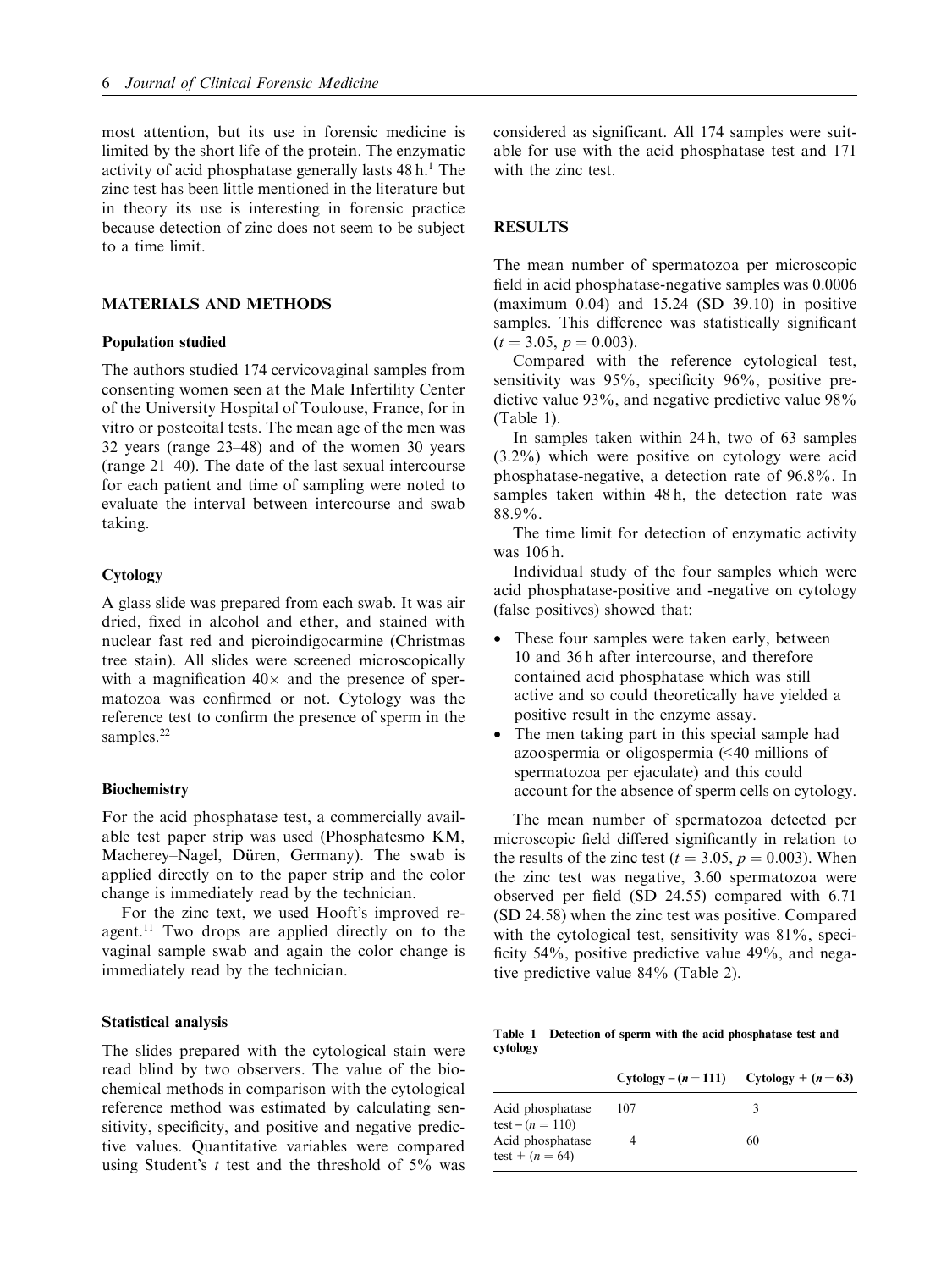most attention, but its use in forensic medicine is limited by the short life of the protein. The enzymatic activity of acid phosphatase generally lasts 48 h.[1] The zinc test has been little mentioned in the literature but in theory its use is interesting in forensic practice because detection of zinc does not seem to be subject to a time limit.

## MATERIALS AND METHODS

### Population studied

The authors studied 174 cervicovaginal samples from consenting women seen at the Male Infertility Center of the University Hospital of Toulouse, France, for in vitro or postcoital tests. The mean age of the men was 32 years (range 23–48) and of the women 30 years (range 21–40). The date of the last sexual intercourse for each patient and time of sampling were noted to evaluate the interval between intercourse and swab taking.

### Cytology

A glass slide was prepared from each swab. It was air dried, fixed in alcohol and ether, and stained with nuclear fast red and picroindigocarmine (Christmas tree stain). All slides were screened microscopically with a magnification 40× and the presence of spermatozoa was confirmed or not. Cytology was the reference test to confirm the presence of sperm in the samples.[22]

### Biochemistry

For the acid phosphatase test, a commercially available test paper strip was used (Phosphatesmo KM, Macherey–Nagel, Düren, Germany). The swab is applied directly on to the paper strip and the color change is immediately read by the technician.

For the zinc text, we used Hooft's improved reagent.[11] Two drops are applied directly on to the vaginal sample swab and again the color change is immediately read by the technician.

### Statistical analysis

The slides prepared with the cytological stain were read blind by two observers. The value of the biochemical methods in comparison with the cytological reference method was estimated by calculating sensitivity, specificity, and positive and negative predictive values. Quantitative variables were compared using Student's *t* test and the threshold of 5% was considered as significant. All 174 samples were suitable for use with the acid phosphatase test and 171 with the zinc test.

## RESULTS

The mean number of spermatozoa per microscopic field in acid phosphatase-negative samples was 0.0006 (maximum 0.04) and 15.24 (SD 39.10) in positive samples. This difference was statistically significant ($t = 3.05$, $p = 0.003$).

Compared with the reference cytological test, sensitivity was 95%, specificity 96%, positive predictive value 93%, and negative predictive value 98% (Table 1).

In samples taken within 24 h, two of 63 samples (3.2%) which were positive on cytology were acid phosphatase-negative, a detection rate of 96.8%. In samples taken within 48 h, the detection rate was 88.9%.

The time limit for detection of enzymatic activity was 106 h.

Individual study of the four samples which were acid phosphatase-positive and -negative on cytology (false positives) showed that:

- These four samples were taken early, between 10 and 36 h after intercourse, and therefore contained acid phosphatase which was still active and so could theoretically have yielded a positive result in the enzyme assay.
- The men taking part in this special sample had azoospermia or oligospermia (<40 millions of spermatozoa per ejaculate) and this could account for the absence of sperm cells on cytology.

The mean number of spermatozoa detected per microscopic field differed significantly in relation to the results of the zinc test ($t = 3.05$, $p = 0.003$). When the zinc test was negative, 3.60 spermatozoa were observed per field (SD 24.55) compared with 6.71 (SD 24.58) when the zinc test was positive. Compared with the cytological test, sensitivity was 81%, specificity 54%, positive predictive value 49%, and negative predictive value 84% (Table 2).

**Table 1 Detection of sperm with the acid phosphatase test and cytology**

| | Cytology − ($n = 111$) | Cytology + ($n = 63$) |
|---|---|---|
| Acid phosphatase test − ($n = 110$) | 107 | 3 |
| Acid phosphatase test + ($n = 64$) | 4 | 60 |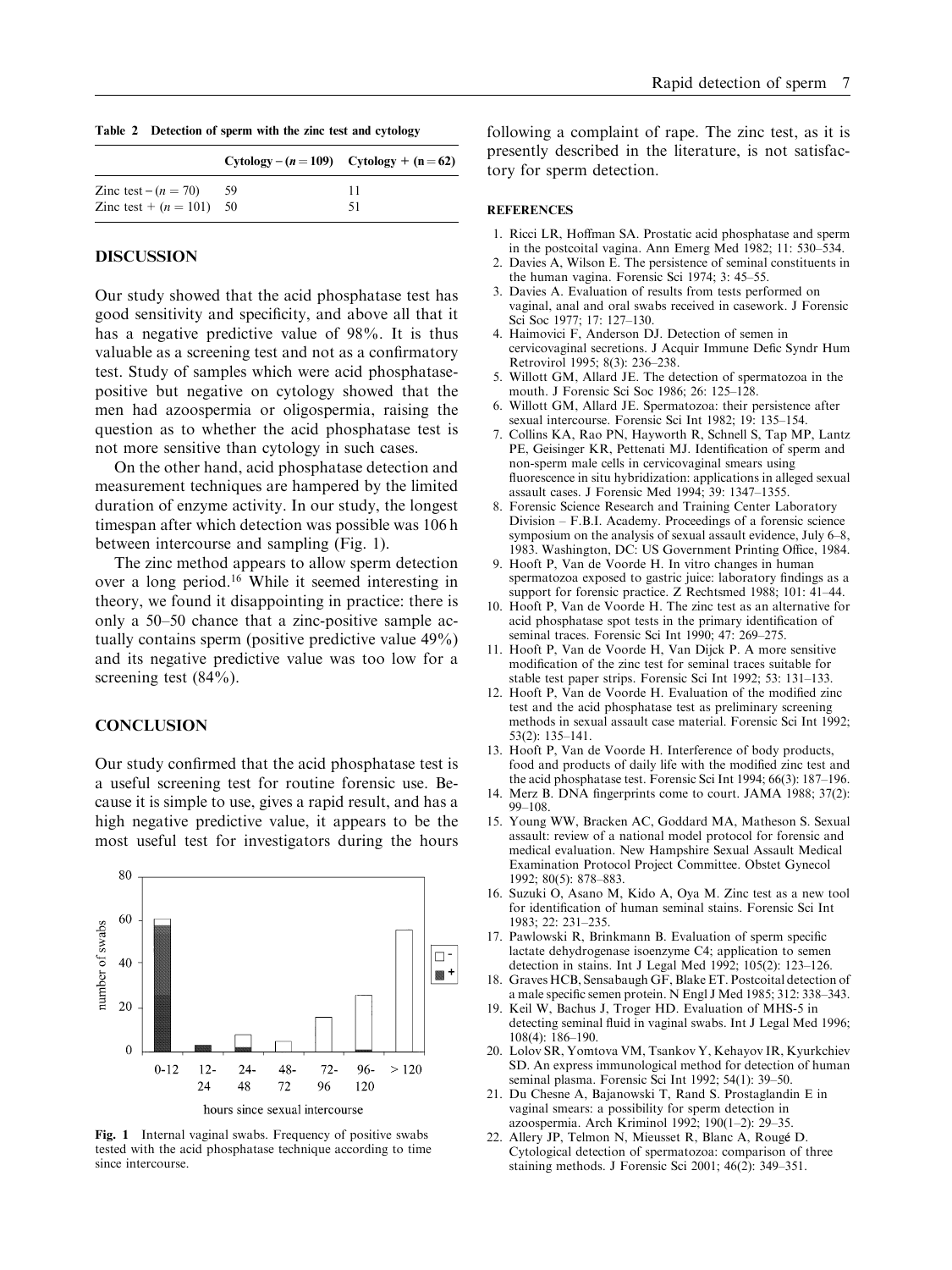**Table 2 Detection of sperm with the zinc test and cytology**

| | Cytology − ($n = 109$) | Cytology + ($n = 62$) |
|---|---|---|
| Zinc test − ($n = 70$) | 59 | 11 |
| Zinc test + ($n = 101$) | 50 | 51 |

## DISCUSSION

Our study showed that the acid phosphatase test has good sensitivity and specificity, and above all that it has a negative predictive value of 98%. It is thus valuable as a screening test and not as a confirmatory test. Study of samples which were acid phosphatase-positive but negative on cytology showed that the men had azoospermia or oligospermia, raising the question as to whether the acid phosphatase test is not more sensitive than cytology in such cases.

On the other hand, acid phosphatase detection and measurement techniques are hampered by the limited duration of enzyme activity. In our study, the longest timespan after which detection was possible was 106 h between intercourse and sampling (Fig. 1).

The zinc method appears to allow sperm detection over a long period.[16] While it seemed interesting in theory, we found it disappointing in practice: there is only a 50–50 chance that a zinc-positive sample actually contains sperm (positive predictive value 49%) and its negative predictive value was too low for a screening test (84%).

## CONCLUSION

Our study confirmed that the acid phosphatase test is a useful screening test for routine forensic use. Because it is simple to use, gives a rapid result, and has a high negative predictive value, it appears to be the most useful test for investigators during the hours following a complaint of rape. The zinc test, as it is presently described in the literature, is not satisfactory for sperm detection.

80
60
40
20
0
number of swabs
0-12
12-24
24-48
48-72
72-96
96-120
> 120
hours since sexual intercourse
-
+

Fig. 1 Internal vaginal swabs. Frequency of positive swabs tested with the acid phosphatase technique according to time since intercourse.

## REFERENCES

1. Ricci LR, Hoffman SA. Prostatic acid phosphatase and sperm in the postcoital vagina. Ann Emerg Med 1982; 11: 530–534.
2. Davies A, Wilson E. The persistence of seminal constituents in the human vagina. Forensic Sci 1974; 3: 45–55.
3. Davies A. Evaluation of results from tests performed on vaginal, anal and oral swabs received in casework. J Forensic Sci Soc 1977; 17: 127–130.
4. Haimovici F, Anderson DJ. Detection of semen in cervicovaginal secretions. J Acquir Immune Defic Syndr Hum Retrovirol 1995; 8(3): 236–238.
5. Willott GM, Allard JE. The detection of spermatozoa in the mouth. J Forensic Sci Soc 1986; 26: 125–128.
6. Willott GM, Allard JE. Spermatozoa: their persistence after sexual intercourse. Forensic Sci Int 1982; 19: 135–154.
7. Collins KA, Rao PN, Hayworth R, Schnell S, Tap MP, Lantz PE, Geisinger KR, Pettenati MJ. Identification of sperm and non-sperm male cells in cervicovaginal smears using fluorescence in situ hybridization: applications in alleged sexual assault cases. J Forensic Med 1994; 39: 1347–1355.
8. Forensic Science Research and Training Center Laboratory Division – F.B.I. Academy. Proceedings of a forensic science symposium on the analysis of sexual assault evidence, July 6–8, 1983. Washington, DC: US Government Printing Office, 1984.
9. Hooft P, Van de Voorde H. In vitro changes in human spermatozoa exposed to gastric juice: laboratory findings as a support for forensic practice. Z Rechtsmed 1988; 101: 41–44.
10. Hooft P, Van de Voorde H. The zinc test as an alternative for acid phosphatase spot tests in the primary identification of seminal traces. Forensic Sci Int 1990; 47: 269–275.
11. Hooft P, Van de Voorde H, Van Dijck P. A more sensitive modification of the zinc test for seminal traces suitable for stable test paper strips. Forensic Sci Int 1992; 53: 131–133.
12. Hooft P, Van de Voorde H. Evaluation of the modified zinc test and the acid phosphatase test as preliminary screening methods in sexual assault case material. Forensic Sci Int 1992; 53(2): 135–141.
13. Hooft P, Van de Voorde H. Interference of body products, food and products of daily life with the modified zinc test and the acid phosphatase test. Forensic Sci Int 1994; 66(3): 187–196.
14. Merz B. DNA fingerprints come to court. JAMA 1988; 37(2): 99–108.
15. Young WW, Bracken AC, Goddard MA, Matheson S. Sexual assault: review of a national model protocol for forensic and medical evaluation. New Hampshire Sexual Assault Medical Examination Protocol Project Committee. Obstet Gynecol 1992; 80(5): 878–883.
16. Suzuki O, Asano M, Kido A, Oya M. Zinc test as a new tool for identification of human seminal stains. Forensic Sci Int 1983; 22: 231–235.
17. Pawlowski R, Brinkmann B. Evaluation of sperm specific lactate dehydrogenase isoenzyme C4; application to semen detection in stains. Int J Legal Med 1992; 105(2): 123–126.
18. Graves HCB, Sensabaugh GF, Blake ET. Postcoital detection of a male specific semen protein. N Engl J Med 1985; 312: 338–343.
19. Keil W, Bachus J, Troger HD. Evaluation of MHS-5 in detecting seminal fluid in vaginal swabs. Int J Legal Med 1996; 108(4): 186–190.
20. Lolov SR, Yomtova VM, Tsankov Y, Kehayov IR, Kyurkchiev SD. An express immunological method for detection of human seminal plasma. Forensic Sci Int 1992; 54(1): 39–50.
21. Du Chesne A, Bajanowski T, Rand S. Prostaglandin E in vaginal smears: a possibility for sperm detection in azoospermia. Arch Kriminol 1992; 190(1–2): 29–35.
22. Allery JP, Telmon N, Mieusset R, Blanc A, Rougé D. Cytological detection of spermatozoa: comparison of three staining methods. J Forensic Sci 2001; 46(2): 349–351.